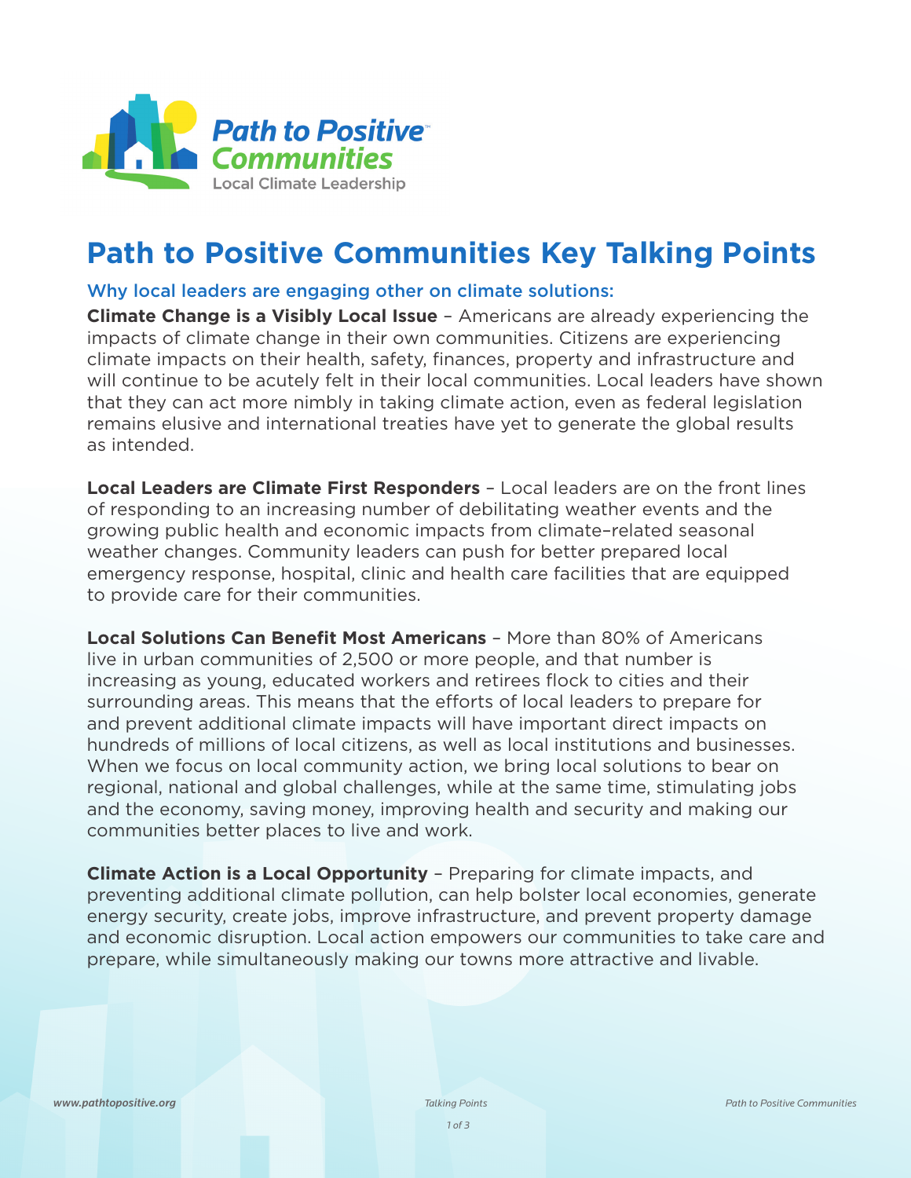Path to Positive™ Communities
Local Climate Leadership

# Path to Positive Communities Key Talking Points

## Why local leaders are engaging other on climate solutions:

**Climate Change is a Visibly Local Issue** – Americans are already experiencing the impacts of climate change in their own communities. Citizens are experiencing climate impacts on their health, safety, finances, property and infrastructure and will continue to be acutely felt in their local communities. Local leaders have shown that they can act more nimbly in taking climate action, even as federal legislation remains elusive and international treaties have yet to generate the global results as intended.

**Local Leaders are Climate First Responders** – Local leaders are on the front lines of responding to an increasing number of debilitating weather events and the growing public health and economic impacts from climate–related seasonal weather changes. Community leaders can push for better prepared local emergency response, hospital, clinic and health care facilities that are equipped to provide care for their communities.

**Local Solutions Can Benefit Most Americans** – More than 80% of Americans live in urban communities of 2,500 or more people, and that number is increasing as young, educated workers and retirees flock to cities and their surrounding areas. This means that the efforts of local leaders to prepare for and prevent additional climate impacts will have important direct impacts on hundreds of millions of local citizens, as well as local institutions and businesses. When we focus on local community action, we bring local solutions to bear on regional, national and global challenges, while at the same time, stimulating jobs and the economy, saving money, improving health and security and making our communities better places to live and work.

**Climate Action is a Local Opportunity** – Preparing for climate impacts, and preventing additional climate pollution, can help bolster local economies, generate energy security, create jobs, improve infrastructure, and prevent property damage and economic disruption. Local action empowers our communities to take care and prepare, while simultaneously making our towns more attractive and livable.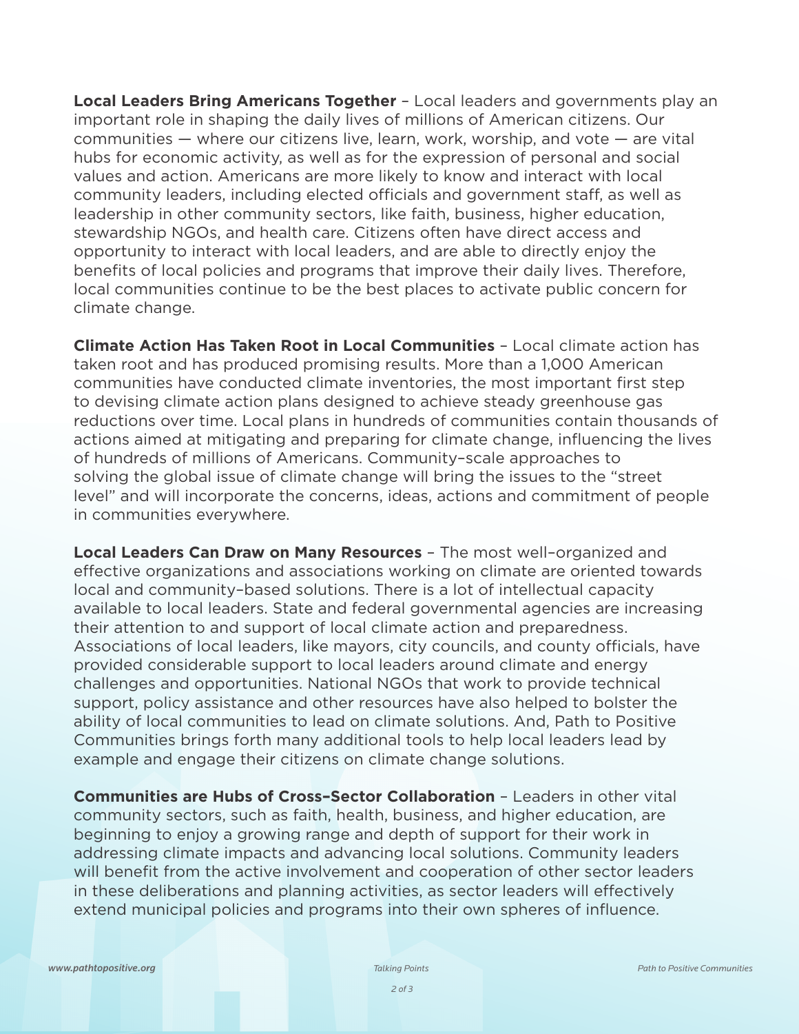**Local Leaders Bring Americans Together** – Local leaders and governments play an important role in shaping the daily lives of millions of American citizens. Our communities — where our citizens live, learn, work, worship, and vote — are vital hubs for economic activity, as well as for the expression of personal and social values and action. Americans are more likely to know and interact with local community leaders, including elected officials and government staff, as well as leadership in other community sectors, like faith, business, higher education, stewardship NGOs, and health care. Citizens often have direct access and opportunity to interact with local leaders, and are able to directly enjoy the benefits of local policies and programs that improve their daily lives. Therefore, local communities continue to be the best places to activate public concern for climate change.

**Climate Action Has Taken Root in Local Communities** – Local climate action has taken root and has produced promising results. More than a 1,000 American communities have conducted climate inventories, the most important first step to devising climate action plans designed to achieve steady greenhouse gas reductions over time. Local plans in hundreds of communities contain thousands of actions aimed at mitigating and preparing for climate change, influencing the lives of hundreds of millions of Americans. Community–scale approaches to solving the global issue of climate change will bring the issues to the "street level" and will incorporate the concerns, ideas, actions and commitment of people in communities everywhere.

**Local Leaders Can Draw on Many Resources** – The most well–organized and effective organizations and associations working on climate are oriented towards local and community–based solutions. There is a lot of intellectual capacity available to local leaders. State and federal governmental agencies are increasing their attention to and support of local climate action and preparedness. Associations of local leaders, like mayors, city councils, and county officials, have provided considerable support to local leaders around climate and energy challenges and opportunities. National NGOs that work to provide technical support, policy assistance and other resources have also helped to bolster the ability of local communities to lead on climate solutions. And, Path to Positive Communities brings forth many additional tools to help local leaders lead by example and engage their citizens on climate change solutions.

**Communities are Hubs of Cross–Sector Collaboration** – Leaders in other vital community sectors, such as faith, health, business, and higher education, are beginning to enjoy a growing range and depth of support for their work in addressing climate impacts and advancing local solutions. Community leaders will benefit from the active involvement and cooperation of other sector leaders in these deliberations and planning activities, as sector leaders will effectively extend municipal policies and programs into their own spheres of influence.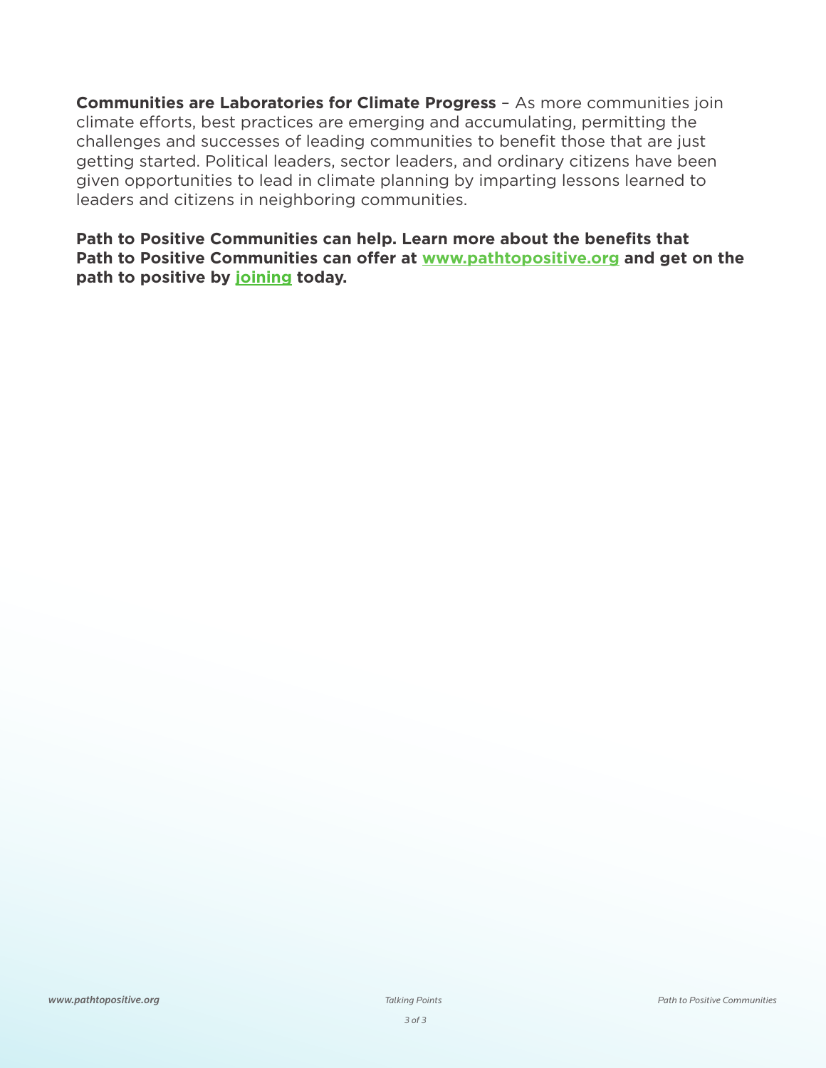**Communities are Laboratories for Climate Progress** – As more communities join climate efforts, best practices are emerging and accumulating, permitting the challenges and successes of leading communities to benefit those that are just getting started. Political leaders, sector leaders, and ordinary citizens have been given opportunities to lead in climate planning by imparting lessons learned to leaders and citizens in neighboring communities.

**Path to Positive Communities can help. Learn more about the benefits that Path to Positive Communities can offer at [www.pathtopositive.org](www.pathtopositive.org) and get on the path to positive by joining today.**